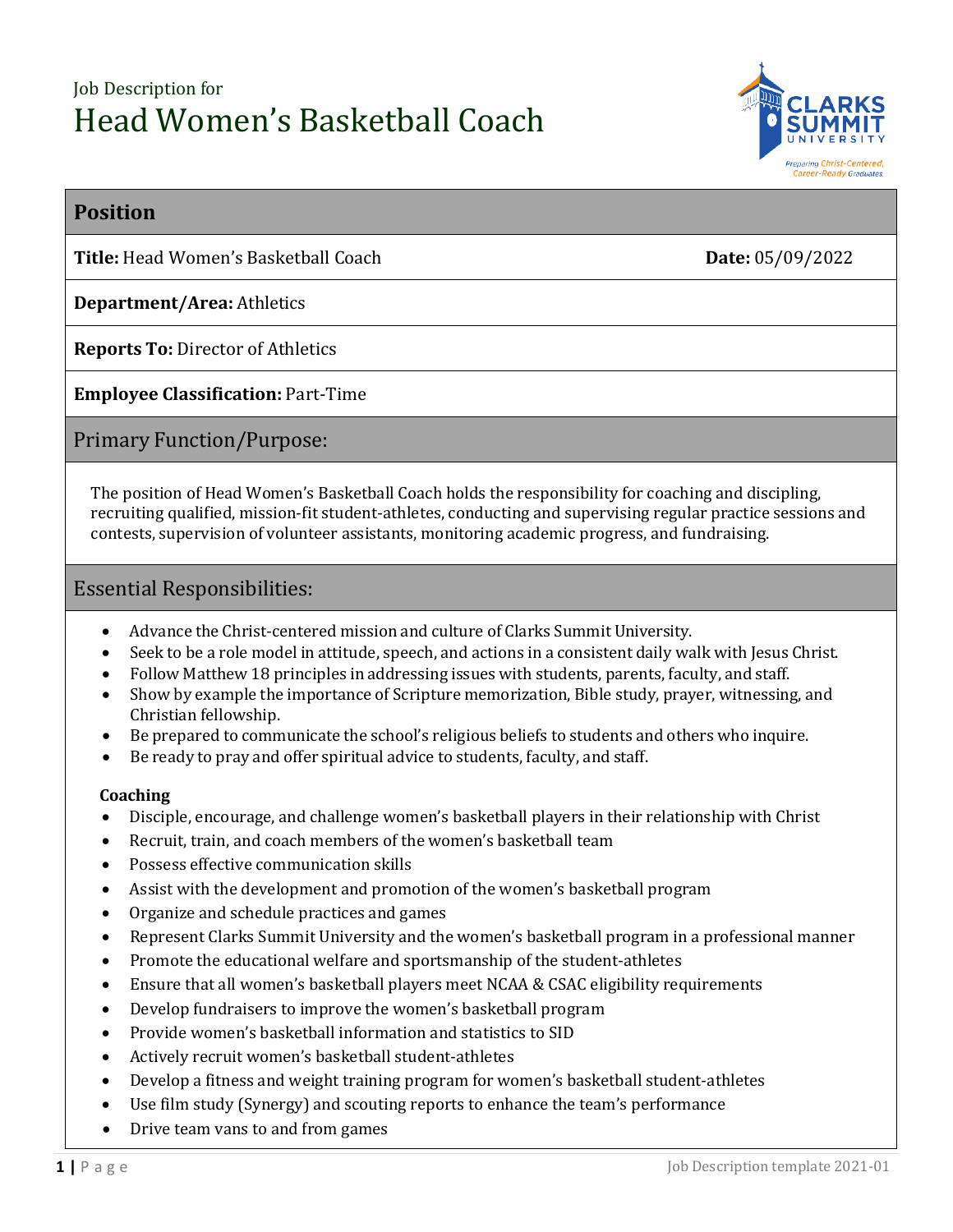Job Description for

# Head Women's Basketball Coach

## Position

**Title:** Head Women's Basketball Coach **Date:** 05/09/2022

**Department/Area:** Athletics

**Reports To:** Director of Athletics

**Employee Classification:** Part-Time

## Primary Function/Purpose:

The position of Head Women's Basketball Coach holds the responsibility for coaching and discipling, recruiting qualified, mission-fit student-athletes, conducting and supervising regular practice sessions and contests, supervision of volunteer assistants, monitoring academic progress, and fundraising.

## Essential Responsibilities:

- Advance the Christ-centered mission and culture of Clarks Summit University.
- Seek to be a role model in attitude, speech, and actions in a consistent daily walk with Jesus Christ.
- Follow Matthew 18 principles in addressing issues with students, parents, faculty, and staff.
- Show by example the importance of Scripture memorization, Bible study, prayer, witnessing, and Christian fellowship.
- Be prepared to communicate the school's religious beliefs to students and others who inquire.
- Be ready to pray and offer spiritual advice to students, faculty, and staff.

**Coaching**

- Disciple, encourage, and challenge women's basketball players in their relationship with Christ
- Recruit, train, and coach members of the women's basketball team
- Possess effective communication skills
- Assist with the development and promotion of the women's basketball program
- Organize and schedule practices and games
- Represent Clarks Summit University and the women's basketball program in a professional manner
- Promote the educational welfare and sportsmanship of the student-athletes
- Ensure that all women's basketball players meet NCAA & CSAC eligibility requirements
- Develop fundraisers to improve the women's basketball program
- Provide women's basketball information and statistics to SID
- Actively recruit women's basketball student-athletes
- Develop a fitness and weight training program for women's basketball student-athletes
- Use film study (Synergy) and scouting reports to enhance the team's performance
- Drive team vans to and from games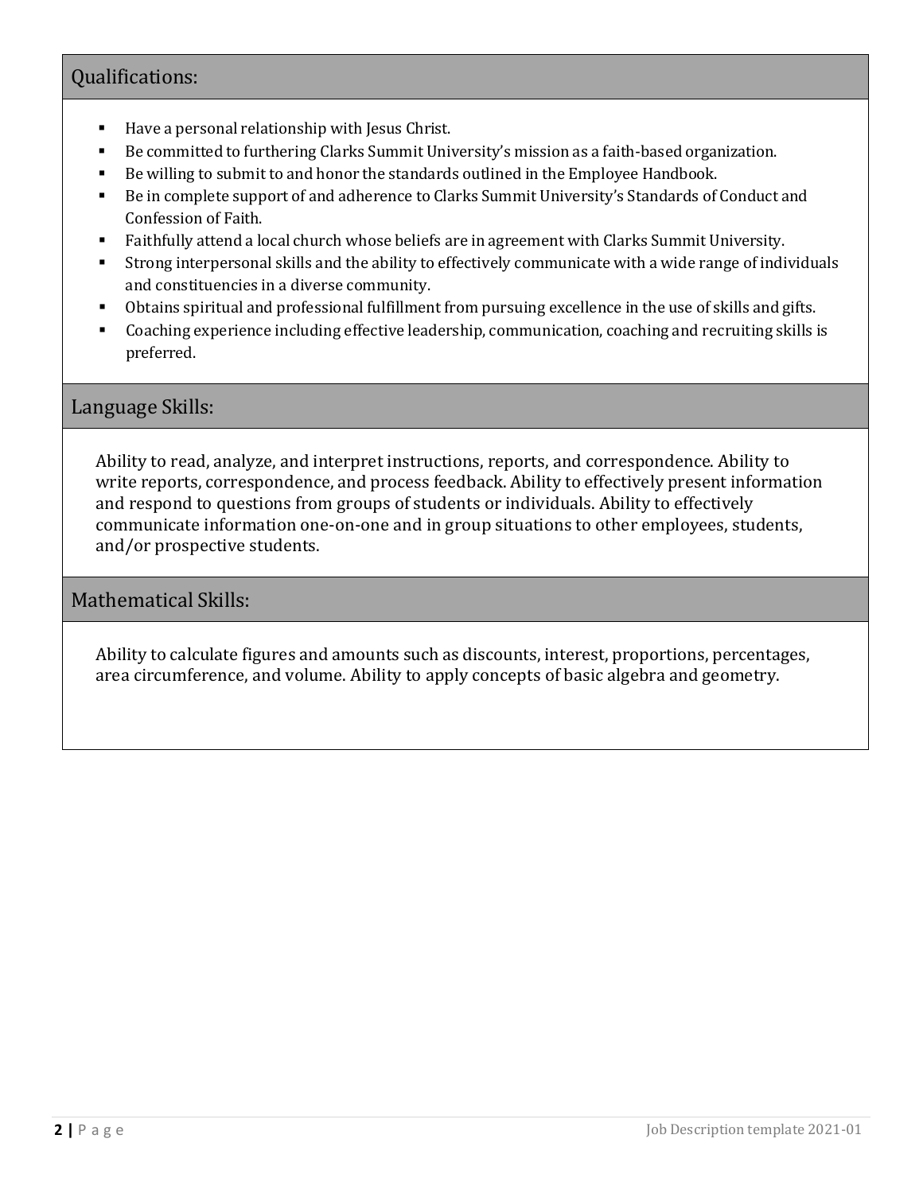## Qualifications:

- Have a personal relationship with Jesus Christ.
- Be committed to furthering Clarks Summit University's mission as a faith-based organization.
- Be willing to submit to and honor the standards outlined in the Employee Handbook.
- Be in complete support of and adherence to Clarks Summit University's Standards of Conduct and Confession of Faith.
- Faithfully attend a local church whose beliefs are in agreement with Clarks Summit University.
- Strong interpersonal skills and the ability to effectively communicate with a wide range of individuals and constituencies in a diverse community.
- Obtains spiritual and professional fulfillment from pursuing excellence in the use of skills and gifts.
- Coaching experience including effective leadership, communication, coaching and recruiting skills is preferred.

## Language Skills:

Ability to read, analyze, and interpret instructions, reports, and correspondence. Ability to write reports, correspondence, and process feedback. Ability to effectively present information and respond to questions from groups of students or individuals. Ability to effectively communicate information one-on-one and in group situations to other employees, students, and/or prospective students.

## Mathematical Skills:

Ability to calculate figures and amounts such as discounts, interest, proportions, percentages, area circumference, and volume. Ability to apply concepts of basic algebra and geometry.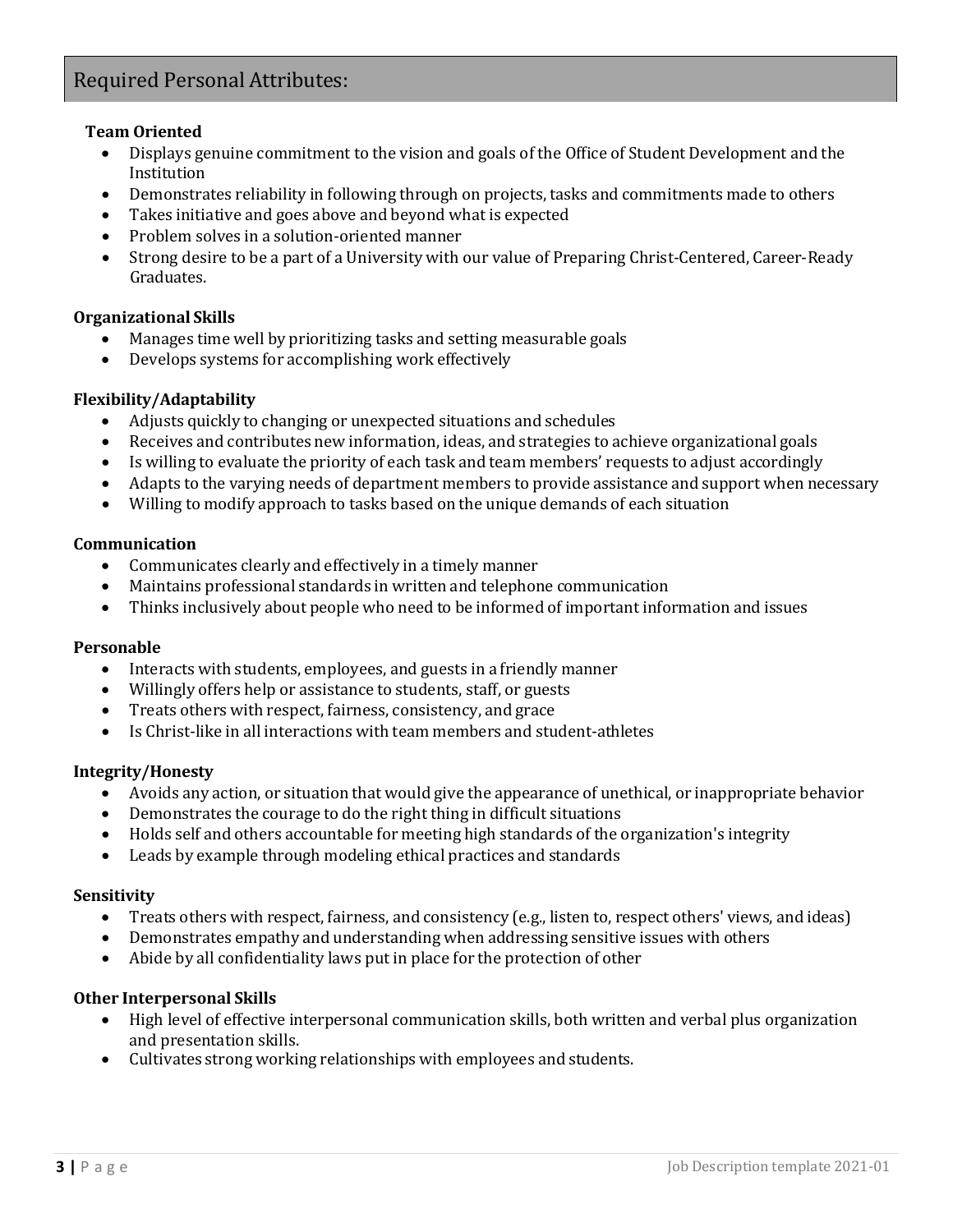## Required Personal Attributes:

**Team Oriented**

- Displays genuine commitment to the vision and goals of the Office of Student Development and the Institution
- Demonstrates reliability in following through on projects, tasks and commitments made to others
- Takes initiative and goes above and beyond what is expected
- Problem solves in a solution-oriented manner
- Strong desire to be a part of a University with our value of Preparing Christ-Centered, Career-Ready Graduates.

**Organizational Skills**

- Manages time well by prioritizing tasks and setting measurable goals
- Develops systems for accomplishing work effectively

**Flexibility/Adaptability**

- Adjusts quickly to changing or unexpected situations and schedules
- Receives and contributes new information, ideas, and strategies to achieve organizational goals
- Is willing to evaluate the priority of each task and team members' requests to adjust accordingly
- Adapts to the varying needs of department members to provide assistance and support when necessary
- Willing to modify approach to tasks based on the unique demands of each situation

**Communication**

- Communicates clearly and effectively in a timely manner
- Maintains professional standards in written and telephone communication
- Thinks inclusively about people who need to be informed of important information and issues

**Personable**

- Interacts with students, employees, and guests in a friendly manner
- Willingly offers help or assistance to students, staff, or guests
- Treats others with respect, fairness, consistency, and grace
- Is Christ-like in all interactions with team members and student-athletes

**Integrity/Honesty**

- Avoids any action, or situation that would give the appearance of unethical, or inappropriate behavior
- Demonstrates the courage to do the right thing in difficult situations
- Holds self and others accountable for meeting high standards of the organization's integrity
- Leads by example through modeling ethical practices and standards

**Sensitivity**

- Treats others with respect, fairness, and consistency (e.g., listen to, respect others' views, and ideas)
- Demonstrates empathy and understanding when addressing sensitive issues with others
- Abide by all confidentiality laws put in place for the protection of other

**Other Interpersonal Skills**

- High level of effective interpersonal communication skills, both written and verbal plus organization and presentation skills.
- Cultivates strong working relationships with employees and students.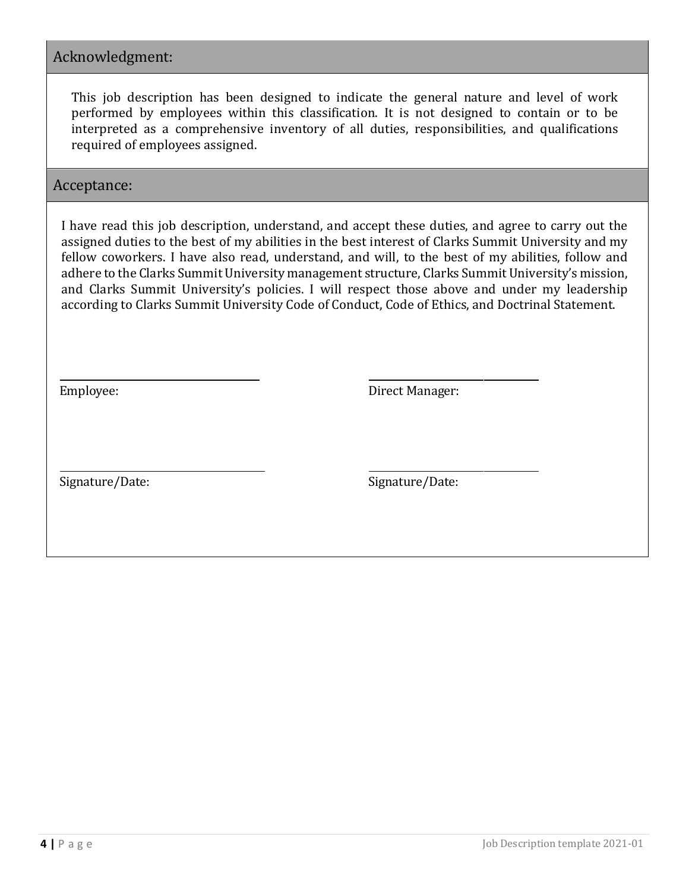## Acknowledgment:

This job description has been designed to indicate the general nature and level of work performed by employees within this classification. It is not designed to contain or to be interpreted as a comprehensive inventory of all duties, responsibilities, and qualifications required of employees assigned.

## Acceptance:

I have read this job description, understand, and accept these duties, and agree to carry out the assigned duties to the best of my abilities in the best interest of Clarks Summit University and my fellow coworkers. I have also read, understand, and will, to the best of my abilities, follow and adhere to the Clarks Summit University management structure, Clarks Summit University's mission, and Clarks Summit University's policies. I will respect those above and under my leadership according to Clarks Summit University Code of Conduct, Code of Ethics, and Doctrinal Statement.

\_\_\_\_\_\_\_\_\_\_\_\_\_\_\_\_\_\_\_\_\_\_\_\_\_\_\_\_\_\_
Employee:

\_\_\_\_\_\_\_\_\_\_\_\_\_\_\_\_\_\_\_\_\_\_\_\_\_\_\_\_\_\_
Direct Manager:

\_\_\_\_\_\_\_\_\_\_\_\_\_\_\_\_\_\_\_\_\_\_\_\_\_\_\_\_\_\_
Signature/Date:

\_\_\_\_\_\_\_\_\_\_\_\_\_\_\_\_\_\_\_\_\_\_\_\_\_\_\_\_\_\_
Signature/Date: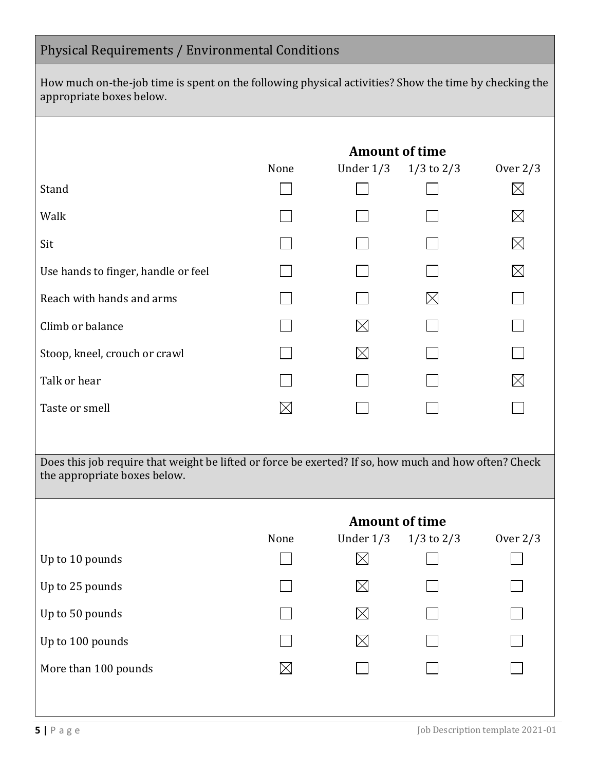## Physical Requirements / Environmental Conditions

How much on-the-job time is spent on the following physical activities? Show the time by checking the appropriate boxes below.

| | Amount of time | | | |
|---|---|---|---|---|
| | None | Under 1/3 | 1/3 to 2/3 | Over 2/3 |
| Stand | ☐ | ☐ | ☐ | ☒ |
| Walk | ☐ | ☐ | ☐ | ☒ |
| Sit | ☐ | ☐ | ☐ | ☒ |
| Use hands to finger, handle or feel | ☐ | ☐ | ☐ | ☒ |
| Reach with hands and arms | ☐ | ☐ | ☒ | ☐ |
| Climb or balance | ☐ | ☒ | ☐ | ☐ |
| Stoop, kneel, crouch or crawl | ☐ | ☒ | ☐ | ☐ |
| Talk or hear | ☐ | ☐ | ☐ | ☒ |
| Taste or smell | ☒ | ☐ | ☐ | ☐ |

Does this job require that weight be lifted or force be exerted? If so, how much and how often? Check the appropriate boxes below.

| | Amount of time | | | |
|---|---|---|---|---|
| | None | Under 1/3 | 1/3 to 2/3 | Over 2/3 |
| Up to 10 pounds | ☐ | ☒ | ☐ | ☐ |
| Up to 25 pounds | ☐ | ☒ | ☐ | ☐ |
| Up to 50 pounds | ☐ | ☒ | ☐ | ☐ |
| Up to 100 pounds | ☐ | ☒ | ☐ | ☐ |
| More than 100 pounds | ☒ | ☐ | ☐ | ☐ |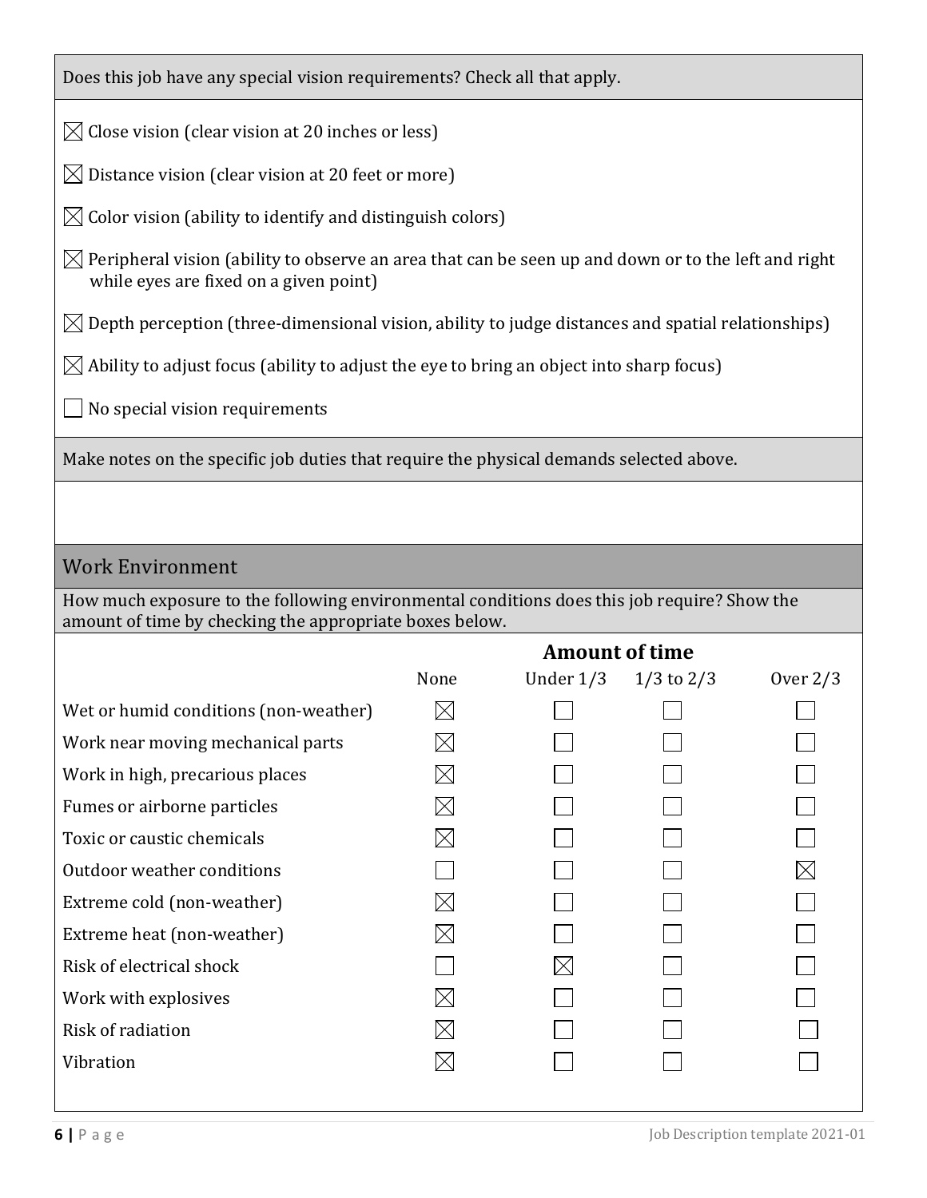Does this job have any special vision requirements? Check all that apply.

- ☒ Close vision (clear vision at 20 inches or less)
- ☒ Distance vision (clear vision at 20 feet or more)
- ☒ Color vision (ability to identify and distinguish colors)
- ☒ Peripheral vision (ability to observe an area that can be seen up and down or to the left and right while eyes are fixed on a given point)
- ☒ Depth perception (three-dimensional vision, ability to judge distances and spatial relationships)
- ☒ Ability to adjust focus (ability to adjust the eye to bring an object into sharp focus)
- ☐ No special vision requirements

Make notes on the specific job duties that require the physical demands selected above.

## Work Environment

How much exposure to the following environmental conditions does this job require? Show the amount of time by checking the appropriate boxes below.

| | Amount of time | | | |
|---|---|---|---|---|
| | None | Under 1/3 | 1/3 to 2/3 | Over 2/3 |
| Wet or humid conditions (non-weather) | ☒ | ☐ | ☐ | ☐ |
| Work near moving mechanical parts | ☒ | ☐ | ☐ | ☐ |
| Work in high, precarious places | ☒ | ☐ | ☐ | ☐ |
| Fumes or airborne particles | ☒ | ☐ | ☐ | ☐ |
| Toxic or caustic chemicals | ☒ | ☐ | ☐ | ☐ |
| Outdoor weather conditions | ☐ | ☐ | ☐ | ☒ |
| Extreme cold (non-weather) | ☒ | ☐ | ☐ | ☐ |
| Extreme heat (non-weather) | ☒ | ☐ | ☐ | ☐ |
| Risk of electrical shock | ☐ | ☒ | ☐ | ☐ |
| Work with explosives | ☒ | ☐ | ☐ | ☐ |
| Risk of radiation | ☒ | ☐ | ☐ | ☐ |
| Vibration | ☒ | ☐ | ☐ | ☐ |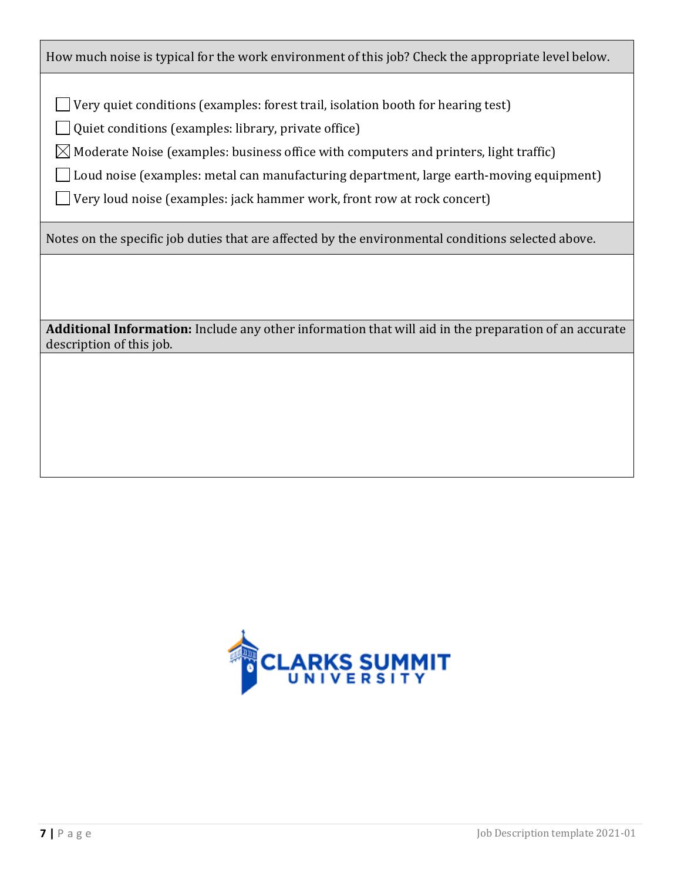How much noise is typical for the work environment of this job? Check the appropriate level below.

☐ Very quiet conditions (examples: forest trail, isolation booth for hearing test)

☐ Quiet conditions (examples: library, private office)

☒ Moderate Noise (examples: business office with computers and printers, light traffic)

☐ Loud noise (examples: metal can manufacturing department, large earth-moving equipment)

☐ Very loud noise (examples: jack hammer work, front row at rock concert)

Notes on the specific job duties that are affected by the environmental conditions selected above.

**Additional Information:** Include any other information that will aid in the preparation of an accurate description of this job.

CLARKS SUMMIT UNIVERSITY